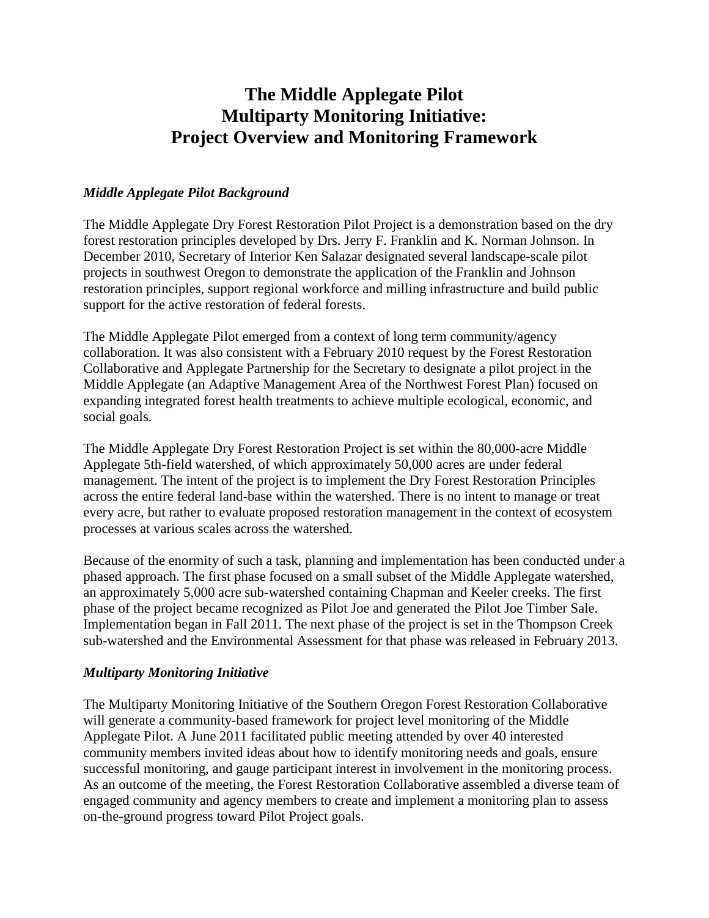# The Middle Applegate Pilot Multiparty Monitoring Initiative: Project Overview and Monitoring Framework

### *Middle Applegate Pilot Background*

The Middle Applegate Dry Forest Restoration Pilot Project is a demonstration based on the dry forest restoration principles developed by Drs. Jerry F. Franklin and K. Norman Johnson. In December 2010, Secretary of Interior Ken Salazar designated several landscape-scale pilot projects in southwest Oregon to demonstrate the application of the Franklin and Johnson restoration principles, support regional workforce and milling infrastructure and build public support for the active restoration of federal forests.

The Middle Applegate Pilot emerged from a context of long term community/agency collaboration. It was also consistent with a February 2010 request by the Forest Restoration Collaborative and Applegate Partnership for the Secretary to designate a pilot project in the Middle Applegate (an Adaptive Management Area of the Northwest Forest Plan) focused on expanding integrated forest health treatments to achieve multiple ecological, economic, and social goals.

The Middle Applegate Dry Forest Restoration Project is set within the 80,000-acre Middle Applegate 5th-field watershed, of which approximately 50,000 acres are under federal management. The intent of the project is to implement the Dry Forest Restoration Principles across the entire federal land-base within the watershed. There is no intent to manage or treat every acre, but rather to evaluate proposed restoration management in the context of ecosystem processes at various scales across the watershed.

Because of the enormity of such a task, planning and implementation has been conducted under a phased approach. The first phase focused on a small subset of the Middle Applegate watershed, an approximately 5,000 acre sub-watershed containing Chapman and Keeler creeks. The first phase of the project became recognized as Pilot Joe and generated the Pilot Joe Timber Sale. Implementation began in Fall 2011. The next phase of the project is set in the Thompson Creek sub-watershed and the Environmental Assessment for that phase was released in February 2013.

### *Multiparty Monitoring Initiative*

The Multiparty Monitoring Initiative of the Southern Oregon Forest Restoration Collaborative will generate a community-based framework for project level monitoring of the Middle Applegate Pilot. A June 2011 facilitated public meeting attended by over 40 interested community members invited ideas about how to identify monitoring needs and goals, ensure successful monitoring, and gauge participant interest in involvement in the monitoring process. As an outcome of the meeting, the Forest Restoration Collaborative assembled a diverse team of engaged community and agency members to create and implement a monitoring plan to assess on-the-ground progress toward Pilot Project goals.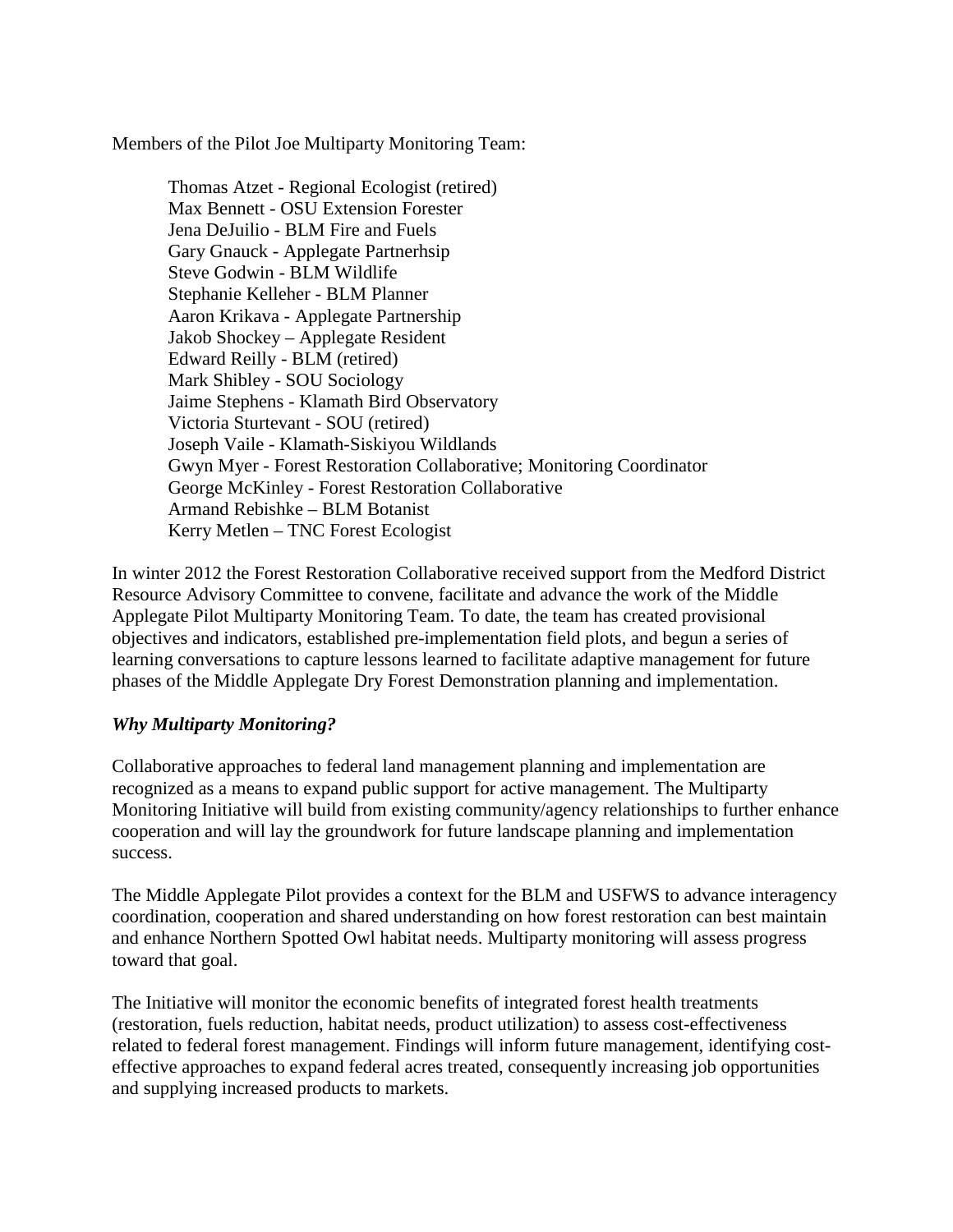Members of the Pilot Joe Multiparty Monitoring Team:

Thomas Atzet - Regional Ecologist (retired)
Max Bennett - OSU Extension Forester
Jena DeJuilio - BLM Fire and Fuels
Gary Gnauck - Applegate Partnerhsip
Steve Godwin - BLM Wildlife
Stephanie Kelleher - BLM Planner
Aaron Krikava - Applegate Partnership
Jakob Shockey – Applegate Resident
Edward Reilly - BLM (retired)
Mark Shibley - SOU Sociology
Jaime Stephens - Klamath Bird Observatory
Victoria Sturtevant - SOU (retired)
Joseph Vaile - Klamath-Siskiyou Wildlands
Gwyn Myer - Forest Restoration Collaborative; Monitoring Coordinator
George McKinley - Forest Restoration Collaborative
Armand Rebishke – BLM Botanist
Kerry Metlen – TNC Forest Ecologist

In winter 2012 the Forest Restoration Collaborative received support from the Medford District Resource Advisory Committee to convene, facilitate and advance the work of the Middle Applegate Pilot Multiparty Monitoring Team. To date, the team has created provisional objectives and indicators, established pre-implementation field plots, and begun a series of learning conversations to capture lessons learned to facilitate adaptive management for future phases of the Middle Applegate Dry Forest Demonstration planning and implementation.

### *Why Multiparty Monitoring?*

Collaborative approaches to federal land management planning and implementation are recognized as a means to expand public support for active management. The Multiparty Monitoring Initiative will build from existing community/agency relationships to further enhance cooperation and will lay the groundwork for future landscape planning and implementation success.

The Middle Applegate Pilot provides a context for the BLM and USFWS to advance interagency coordination, cooperation and shared understanding on how forest restoration can best maintain and enhance Northern Spotted Owl habitat needs. Multiparty monitoring will assess progress toward that goal.

The Initiative will monitor the economic benefits of integrated forest health treatments (restoration, fuels reduction, habitat needs, product utilization) to assess cost-effectiveness related to federal forest management. Findings will inform future management, identifying cost-effective approaches to expand federal acres treated, consequently increasing job opportunities and supplying increased products to markets.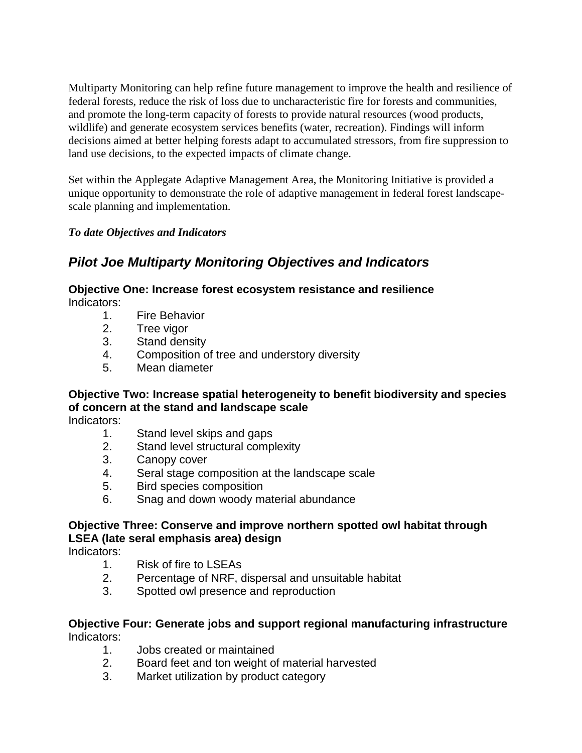Multiparty Monitoring can help refine future management to improve the health and resilience of federal forests, reduce the risk of loss due to uncharacteristic fire for forests and communities, and promote the long-term capacity of forests to provide natural resources (wood products, wildlife) and generate ecosystem services benefits (water, recreation). Findings will inform decisions aimed at better helping forests adapt to accumulated stressors, from fire suppression to land use decisions, to the expected impacts of climate change.

Set within the Applegate Adaptive Management Area, the Monitoring Initiative is provided a unique opportunity to demonstrate the role of adaptive management in federal forest landscape-scale planning and implementation.

***To date Objectives and Indicators***

## *Pilot Joe Multiparty Monitoring Objectives and Indicators*

**Objective One: Increase forest ecosystem resistance and resilience**
Indicators:

1. Fire Behavior
2. Tree vigor
3. Stand density
4. Composition of tree and understory diversity
5. Mean diameter

**Objective Two: Increase spatial heterogeneity to benefit biodiversity and species of concern at the stand and landscape scale**
Indicators:

1. Stand level skips and gaps
2. Stand level structural complexity
3. Canopy cover
4. Seral stage composition at the landscape scale
5. Bird species composition
6. Snag and down woody material abundance

**Objective Three: Conserve and improve northern spotted owl habitat through LSEA (late seral emphasis area) design**
Indicators:

1. Risk of fire to LSEAs
2. Percentage of NRF, dispersal and unsuitable habitat
3. Spotted owl presence and reproduction

**Objective Four: Generate jobs and support regional manufacturing infrastructure**
Indicators:

1. Jobs created or maintained
2. Board feet and ton weight of material harvested
3. Market utilization by product category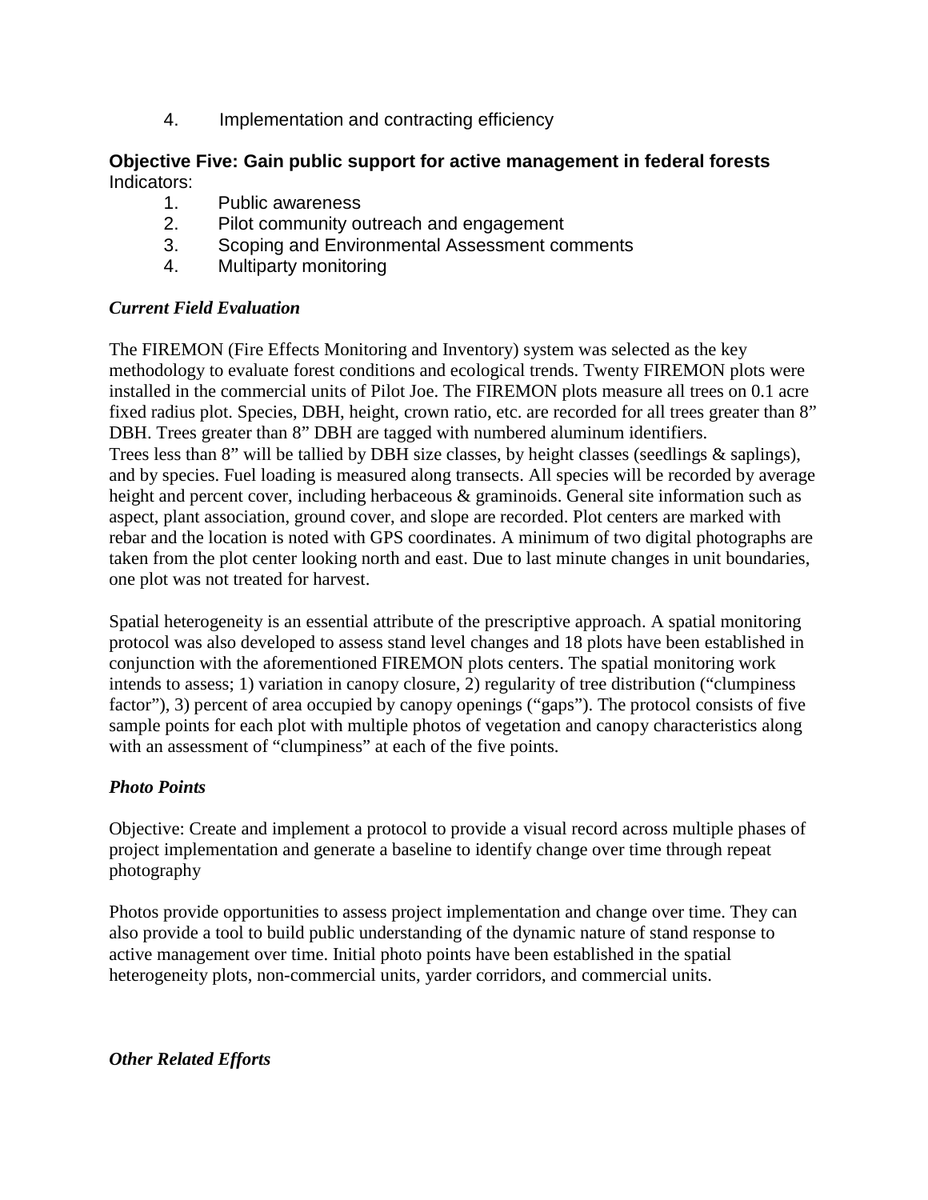4. Implementation and contracting efficiency

**Objective Five: Gain public support for active management in federal forests**
Indicators:

1. Public awareness
2. Pilot community outreach and engagement
3. Scoping and Environmental Assessment comments
4. Multiparty monitoring

***Current Field Evaluation***

The FIREMON (Fire Effects Monitoring and Inventory) system was selected as the key methodology to evaluate forest conditions and ecological trends. Twenty FIREMON plots were installed in the commercial units of Pilot Joe. The FIREMON plots measure all trees on 0.1 acre fixed radius plot. Species, DBH, height, crown ratio, etc. are recorded for all trees greater than 8" DBH. Trees greater than 8" DBH are tagged with numbered aluminum identifiers. Trees less than 8" will be tallied by DBH size classes, by height classes (seedlings & saplings), and by species. Fuel loading is measured along transects. All species will be recorded by average height and percent cover, including herbaceous & graminoids. General site information such as aspect, plant association, ground cover, and slope are recorded. Plot centers are marked with rebar and the location is noted with GPS coordinates. A minimum of two digital photographs are taken from the plot center looking north and east. Due to last minute changes in unit boundaries, one plot was not treated for harvest.

Spatial heterogeneity is an essential attribute of the prescriptive approach. A spatial monitoring protocol was also developed to assess stand level changes and 18 plots have been established in conjunction with the aforementioned FIREMON plots centers. The spatial monitoring work intends to assess; 1) variation in canopy closure, 2) regularity of tree distribution ("clumpiness factor"), 3) percent of area occupied by canopy openings ("gaps"). The protocol consists of five sample points for each plot with multiple photos of vegetation and canopy characteristics along with an assessment of "clumpiness" at each of the five points.

***Photo Points***

Objective: Create and implement a protocol to provide a visual record across multiple phases of project implementation and generate a baseline to identify change over time through repeat photography

Photos provide opportunities to assess project implementation and change over time. They can also provide a tool to build public understanding of the dynamic nature of stand response to active management over time. Initial photo points have been established in the spatial heterogeneity plots, non-commercial units, yarder corridors, and commercial units.

***Other Related Efforts***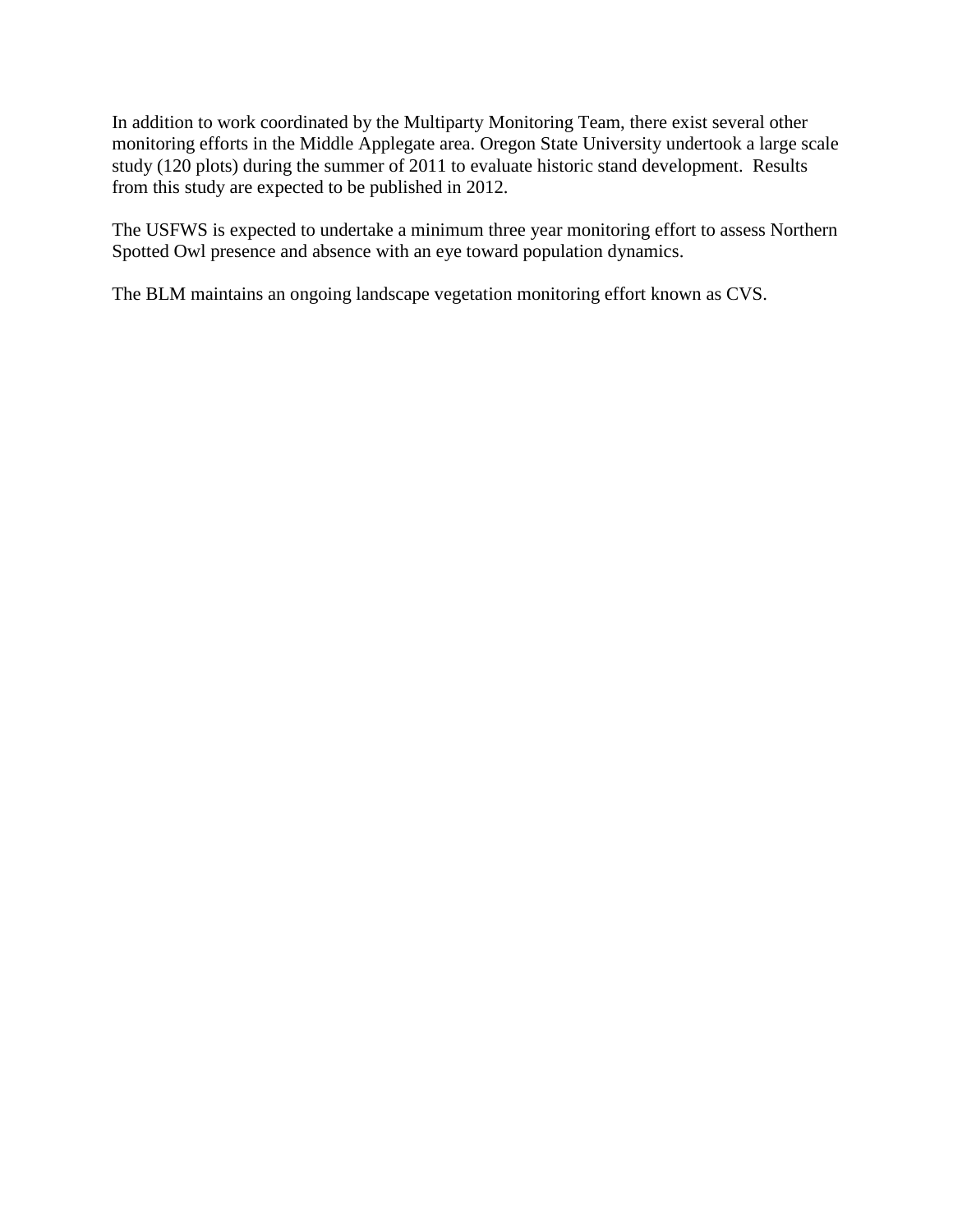In addition to work coordinated by the Multiparty Monitoring Team, there exist several other monitoring efforts in the Middle Applegate area. Oregon State University undertook a large scale study (120 plots) during the summer of 2011 to evaluate historic stand development. Results from this study are expected to be published in 2012.

The USFWS is expected to undertake a minimum three year monitoring effort to assess Northern Spotted Owl presence and absence with an eye toward population dynamics.

The BLM maintains an ongoing landscape vegetation monitoring effort known as CVS.